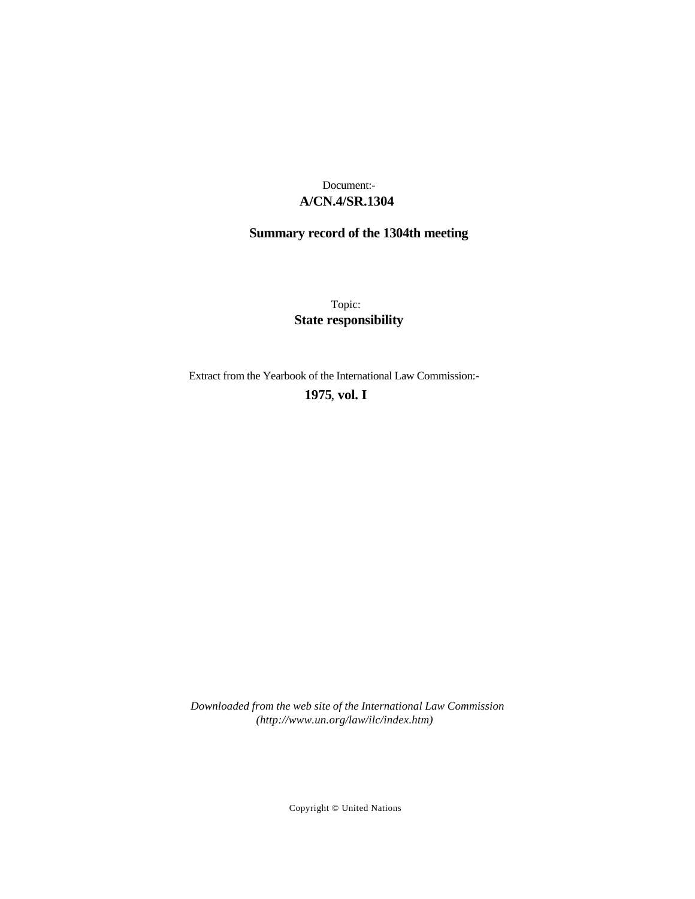Document:-

**A/CN.4/SR.1304**

**Summary record of the 1304th meeting**

Topic:

**State responsibility**

Extract from the Yearbook of the International Law Commission:-

**1975, vol. I**

*Downloaded from the web site of the International Law Commission (http://www.un.org/law/ilc/index.htm)*

Copyright © United Nations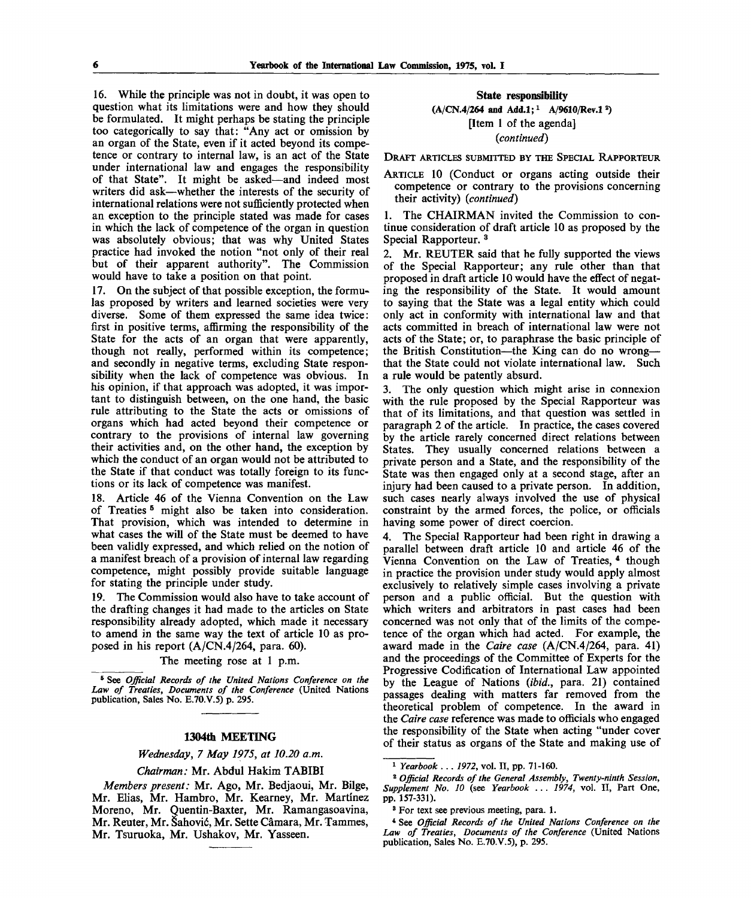16. While the principle was not in doubt, it was open to question what its limitations were and how they should be formulated. It might perhaps be stating the principle too categorically to say that: "Any act or omission by an organ of the State, even if it acted beyond its competence or contrary to internal law, is an act of the State under international law and engages the responsibility of that State". It might be asked—and indeed most writers did ask—whether the interests of the security of international relations were not sufficiently protected when an exception to the principle stated was made for cases in which the lack of competence of the organ in question was absolutely obvious; that was why United States practice had invoked the notion "not only of their real but of their apparent authority". The Commission would have to take a position on that point.

17. On the subject of that possible exception, the formulas proposed by writers and learned societies were very diverse. Some of them expressed the same idea twice: first in positive terms, affirming the responsibility of the State for the acts of an organ that were apparently, though not really, performed within its competence; and secondly in negative terms, excluding State responsibility when the lack of competence was obvious. In his opinion, if that approach was adopted, it was important to distinguish between, on the one hand, the basic rule attributing to the State the acts or omissions of organs which had acted beyond their competence or contrary to the provisions of internal law governing their activities and, on the other hand, the exception by which the conduct of an organ would not be attributed to the State if that conduct was totally foreign to its functions or its lack of competence was manifest.

18. Article 46 of the Vienna Convention on the Law of Treaties [5] might also be taken into consideration. That provision, which was intended to determine in what cases the will of the State must be deemed to have been validly expressed, and which relied on the notion of a manifest breach of a provision of internal law regarding competence, might possibly provide suitable language for stating the principle under study.

19. The Commission would also have to take account of the drafting changes it had made to the articles on State responsibility already adopted, which made it necessary to amend in the same way the text of article 10 as proposed in his report (A/CN.4/264, para. 60).

The meeting rose at 1 p.m.

[5] See *Official Records of the United Nations Conference on the Law of Treaties, Documents of the Conference* (United Nations publication, Sales No. E.70.V.5) p. 295.

## 1304th MEETING

*Wednesday, 7 May 1975, at 10.20 a.m.*

*Chairman:* Mr. Abdul Hakim TABIBI

*Members present:* Mr. Ago, Mr. Bedjaoui, Mr. Bilge, Mr. Elias, Mr. Hambro, Mr. Kearney, Mr. Martínez Moreno, Mr. Quentin-Baxter, Mr. Ramangasoavina, Mr. Reuter, Mr. Šahović, Mr. Sette Câmara, Mr. Tammes, Mr. Tsuruoka, Mr. Ushakov, Mr. Yasseen.

### State responsibility

**(A/CN.4/264 and Add.1; [1] A/9610/Rev.1 [2])**

[Item 1 of the agenda]

*(continued)*

DRAFT ARTICLES SUBMITTED BY THE SPECIAL RAPPORTEUR

ARTICLE 10 (Conduct or organs acting outside their competence or contrary to the provisions concerning their activity) *(continued)*

1. The CHAIRMAN invited the Commission to continue consideration of draft article 10 as proposed by the Special Rapporteur. [3]

2. Mr. REUTER said that he fully supported the views of the Special Rapporteur; any rule other than that proposed in draft article 10 would have the effect of negating the responsibility of the State. It would amount to saying that the State was a legal entity which could only act in conformity with international law and that acts committed in breach of international law were not acts of the State; or, to paraphrase the basic principle of the British Constitution—the King can do no wrong—that the State could not violate international law. Such a rule would be patently absurd.

3. The only question which might arise in connexion with the rule proposed by the Special Rapporteur was that of its limitations, and that question was settled in paragraph 2 of the article. In practice, the cases covered by the article rarely concerned direct relations between States. They usually concerned relations between a private person and a State, and the responsibility of the State was then engaged only at a second stage, after an injury had been caused to a private person. In addition, such cases nearly always involved the use of physical constraint by the armed forces, the police, or officials having some power of direct coercion.

4. The Special Rapporteur had been right in drawing a parallel between draft article 10 and article 46 of the Vienna Convention on the Law of Treaties, [4] though in practice the provision under study would apply almost exclusively to relatively simple cases involving a private person and a public official. But the question with which writers and arbitrators in past cases had been concerned was not only that of the limits of the competence of the organ which had acted. For example, the award made in the *Caire case* (A/CN.4/264, para. 41) and the proceedings of the Committee of Experts for the Progressive Codification of International Law appointed by the League of Nations (*ibid.*, para. 21) contained passages dealing with matters far removed from the theoretical problem of competence. In the award in the *Caire case* reference was made to officials who engaged the responsibility of the State when acting "under cover of their status as organs of the State and making use of

[1] *Yearbook . . . 1972*, vol. II, pp. 71-160.

[2] *Official Records of the General Assembly, Twenty-ninth Session, Supplement No. 10* (see *Yearbook . . . 1974*, vol. II, Part One, pp. 157-331).

[3] For text see previous meeting, para. 1.

[4] See *Official Records of the United Nations Conference on the Law of Treaties, Documents of the Conference* (United Nations publication, Sales No. E.70.V.5), p. 295.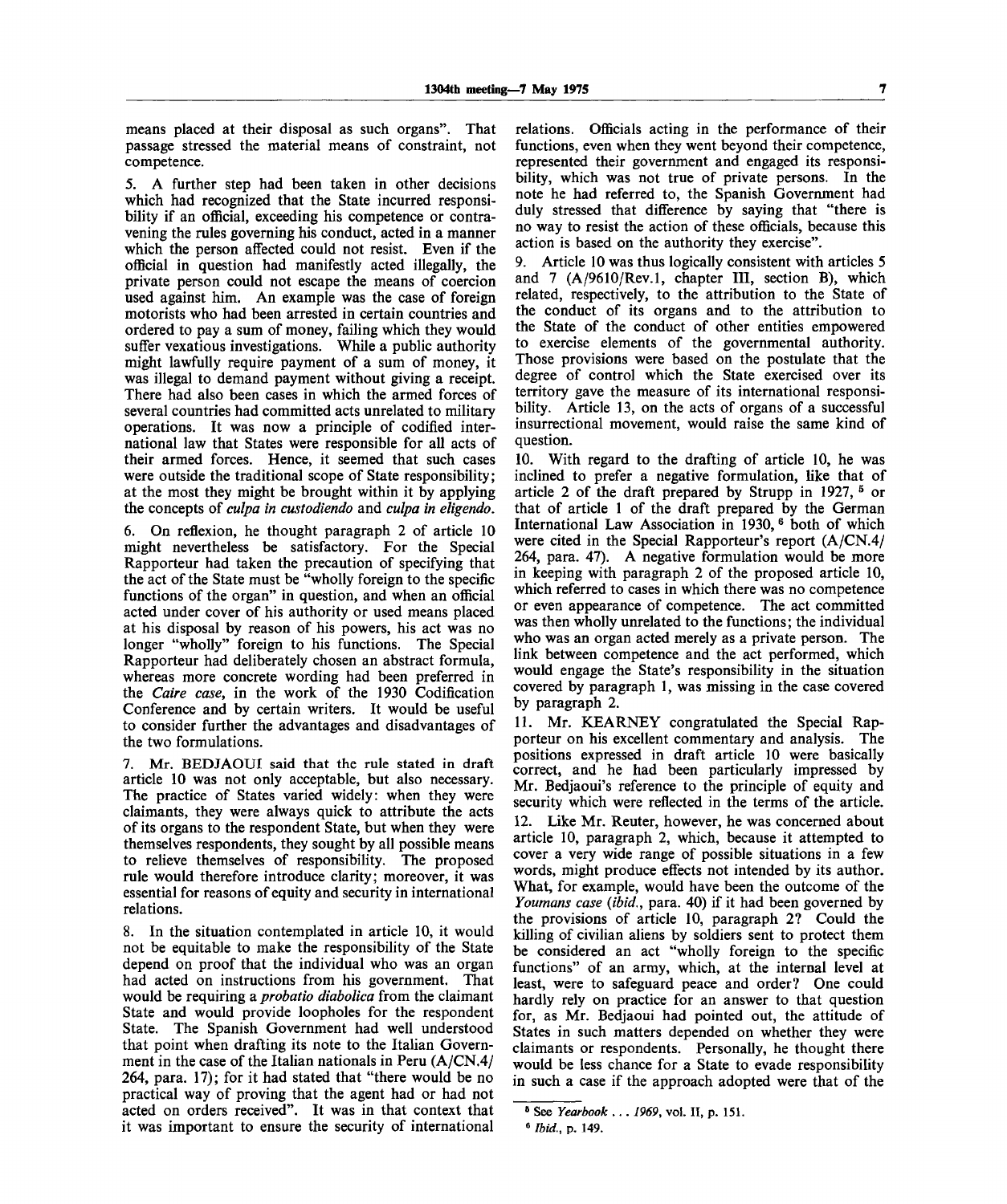means placed at their disposal as such organs". That passage stressed the material means of constraint, not competence.

5. A further step had been taken in other decisions which had recognized that the State incurred responsibility if an official, exceeding his competence or contravening the rules governing his conduct, acted in a manner which the person affected could not resist. Even if the official in question had manifestly acted illegally, the private person could not escape the means of coercion used against him. An example was the case of foreign motorists who had been arrested in certain countries and ordered to pay a sum of money, failing which they would suffer vexatious investigations. While a public authority might lawfully require payment of a sum of money, it was illegal to demand payment without giving a receipt. There had also been cases in which the armed forces of several countries had committed acts unrelated to military operations. It was now a principle of codified international law that States were responsible for all acts of their armed forces. Hence, it seemed that such cases were outside the traditional scope of State responsibility; at the most they might be brought within it by applying the concepts of *culpa in custodiendo* and *culpa in eligendo*.

6. On reflexion, he thought paragraph 2 of article 10 might nevertheless be satisfactory. For the Special Rapporteur had taken the precaution of specifying that the act of the State must be "wholly foreign to the specific functions of the organ" in question, and when an official acted under cover of his authority or used means placed at his disposal by reason of his powers, his act was no longer "wholly" foreign to his functions. The Special Rapporteur had deliberately chosen an abstract formula, whereas more concrete wording had been preferred in the *Caire case*, in the work of the 1930 Codification Conference and by certain writers. It would be useful to consider further the advantages and disadvantages of the two formulations.

7. Mr. BEDJAOUI said that the rule stated in draft article 10 was not only acceptable, but also necessary. The practice of States varied widely: when they were claimants, they were always quick to attribute the acts of its organs to the respondent State, but when they were themselves respondents, they sought by all possible means to relieve themselves of responsibility. The proposed rule would therefore introduce clarity; moreover, it was essential for reasons of equity and security in international relations.

8. In the situation contemplated in article 10, it would not be equitable to make the responsibility of the State depend on proof that the individual who was an organ had acted on instructions from his government. That would be requiring a *probatio diabolica* from the claimant State and would provide loopholes for the respondent State. The Spanish Government had well understood that point when drafting its note to the Italian Government in the case of the Italian nationals in Peru (A/CN.4/264, para. 17); for it had stated that "there would be no practical way of proving that the agent had or had not acted on orders received". It was in that context that it was important to ensure the security of international relations. Officials acting in the performance of their functions, even when they went beyond their competence, represented their government and engaged its responsibility, which was not true of private persons. In the note he had referred to, the Spanish Government had duly stressed that difference by saying that "there is no way to resist the action of these officials, because this action is based on the authority they exercise".

9. Article 10 was thus logically consistent with articles 5 and 7 (A/9610/Rev.1, chapter III, section B), which related, respectively, to the attribution to the State of the conduct of its organs and to the attribution to the State of the conduct of other entities empowered to exercise elements of the governmental authority. Those provisions were based on the postulate that the degree of control which the State exercised over its territory gave the measure of its international responsibility. Article 13, on the acts of organs of a successful insurrectional movement, would raise the same kind of question.

10. With regard to the drafting of article 10, he was inclined to prefer a negative formulation, like that of article 2 of the draft prepared by Strupp in 1927,[5] or that of article 1 of the draft prepared by the German International Law Association in 1930,[6] both of which were cited in the Special Rapporteur's report (A/CN.4/264, para. 47). A negative formulation would be more in keeping with paragraph 2 of the proposed article 10, which referred to cases in which there was no competence or even appearance of competence. The act committed was then wholly unrelated to the functions; the individual who was an organ acted merely as a private person. The link between competence and the act performed, which would engage the State's responsibility in the situation covered by paragraph 1, was missing in the case covered by paragraph 2.

11. Mr. KEARNEY congratulated the Special Rapporteur on his excellent commentary and analysis. The positions expressed in draft article 10 were basically correct, and he had been particularly impressed by Mr. Bedjaoui's reference to the principle of equity and security which were reflected in the terms of the article.

12. Like Mr. Reuter, however, he was concerned about article 10, paragraph 2, which, because it attempted to cover a very wide range of possible situations in a few words, might produce effects not intended by its author. What, for example, would have been the outcome of the *Youmans case* (*ibid.*, para. 40) if it had been governed by the provisions of article 10, paragraph 2? Could the killing of civilian aliens by soldiers sent to protect them be considered an act "wholly foreign to the specific functions" of an army, which, at the internal level at least, were to safeguard peace and order? One could hardly rely on practice for an answer to that question for, as Mr. Bedjaoui had pointed out, the attitude of States in such matters depended on whether they were claimants or respondents. Personally, he thought there would be less chance for a State to evade responsibility in such a case if the approach adopted were that of the

---

[5] See *Yearbook . . . 1969*, vol. II, p. 151.

[6] *Ibid.*, p. 149.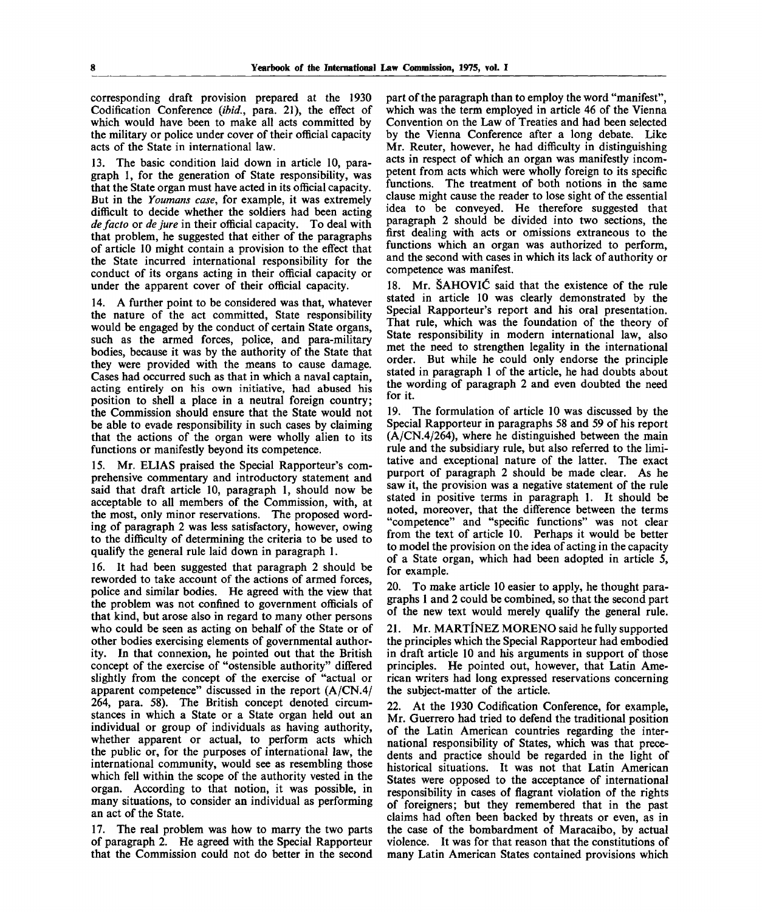corresponding draft provision prepared at the 1930 Codification Conference (*ibid.*, para. 21), the effect of which would have been to make all acts committed by the military or police under cover of their official capacity acts of the State in international law.

13. The basic condition laid down in article 10, paragraph 1, for the generation of State responsibility, was that the State organ must have acted in its official capacity. But in the *Youmans case*, for example, it was extremely difficult to decide whether the soldiers had been acting *de facto* or *de jure* in their official capacity. To deal with that problem, he suggested that either of the paragraphs of article 10 might contain a provision to the effect that the State incurred international responsibility for the conduct of its organs acting in their official capacity or under the apparent cover of their official capacity.

14. A further point to be considered was that, whatever the nature of the act committed, State responsibility would be engaged by the conduct of certain State organs, such as the armed forces, police, and para-military bodies, because it was by the authority of the State that they were provided with the means to cause damage. Cases had occurred such as that in which a naval captain, acting entirely on his own initiative, had abused his position to shell a place in a neutral foreign country; the Commission should ensure that the State would not be able to evade responsibility in such cases by claiming that the actions of the organ were wholly alien to its functions or manifestly beyond its competence.

15. Mr. ELIAS praised the Special Rapporteur's comprehensive commentary and introductory statement and said that draft article 10, paragraph 1, should now be acceptable to all members of the Commission, with, at the most, only minor reservations. The proposed wording of paragraph 2 was less satisfactory, however, owing to the difficulty of determining the criteria to be used to qualify the general rule laid down in paragraph 1.

16. It had been suggested that paragraph 2 should be reworded to take account of the actions of armed forces, police and similar bodies. He agreed with the view that the problem was not confined to government officials of that kind, but arose also in regard to many other persons who could be seen as acting on behalf of the State or of other bodies exercising elements of governmental authority. In that connexion, he pointed out that the British concept of the exercise of "ostensible authority" differed slightly from the concept of the exercise of "actual or apparent competence" discussed in the report (A/CN.4/264, para. 58). The British concept denoted circumstances in which a State or a State organ held out an individual or group of individuals as having authority, whether apparent or actual, to perform acts which the public or, for the purposes of international law, the international community, would see as resembling those which fell within the scope of the authority vested in the organ. According to that notion, it was possible, in many situations, to consider an individual as performing an act of the State.

17. The real problem was how to marry the two parts of paragraph 2. He agreed with the Special Rapporteur that the Commission could not do better in the second part of the paragraph than to employ the word "manifest", which was the term employed in article 46 of the Vienna Convention on the Law of Treaties and had been selected by the Vienna Conference after a long debate. Like Mr. Reuter, however, he had difficulty in distinguishing acts in respect of which an organ was manifestly incompetent from acts which were wholly foreign to its specific functions. The treatment of both notions in the same clause might cause the reader to lose sight of the essential idea to be conveyed. He therefore suggested that paragraph 2 should be divided into two sections, the first dealing with acts or omissions extraneous to the functions which an organ was authorized to perform, and the second with cases in which its lack of authority or competence was manifest.

18. Mr. ŠAHOVIĆ said that the existence of the rule stated in article 10 was clearly demonstrated by the Special Rapporteur's report and his oral presentation. That rule, which was the foundation of the theory of State responsibility in modern international law, also met the need to strengthen legality in the international order. But while he could only endorse the principle stated in paragraph 1 of the article, he had doubts about the wording of paragraph 2 and even doubted the need for it.

19. The formulation of article 10 was discussed by the Special Rapporteur in paragraphs 58 and 59 of his report (A/CN.4/264), where he distinguished between the main rule and the subsidiary rule, but also referred to the limitative and exceptional nature of the latter. The exact purport of paragraph 2 should be made clear. As he saw it, the provision was a negative statement of the rule stated in positive terms in paragraph 1. It should be noted, moreover, that the difference between the terms "competence" and "specific functions" was not clear from the text of article 10. Perhaps it would be better to model the provision on the idea of acting in the capacity of a State organ, which had been adopted in article 5, for example.

20. To make article 10 easier to apply, he thought paragraphs 1 and 2 could be combined, so that the second part of the new text would merely qualify the general rule.

21. Mr. MARTÍNEZ MORENO said he fully supported the principles which the Special Rapporteur had embodied in draft article 10 and his arguments in support of those principles. He pointed out, however, that Latin American writers had long expressed reservations concerning the subject-matter of the article.

22. At the 1930 Codification Conference, for example, Mr. Guerrero had tried to defend the traditional position of the Latin American countries regarding the international responsibility of States, which was that precedents and practice should be regarded in the light of historical situations. It was not that Latin American States were opposed to the acceptance of international responsibility in cases of flagrant violation of the rights of foreigners; but they remembered that in the past claims had often been backed by threats or even, as in the case of the bombardment of Maracaibo, by actual violence. It was for that reason that the constitutions of many Latin American States contained provisions which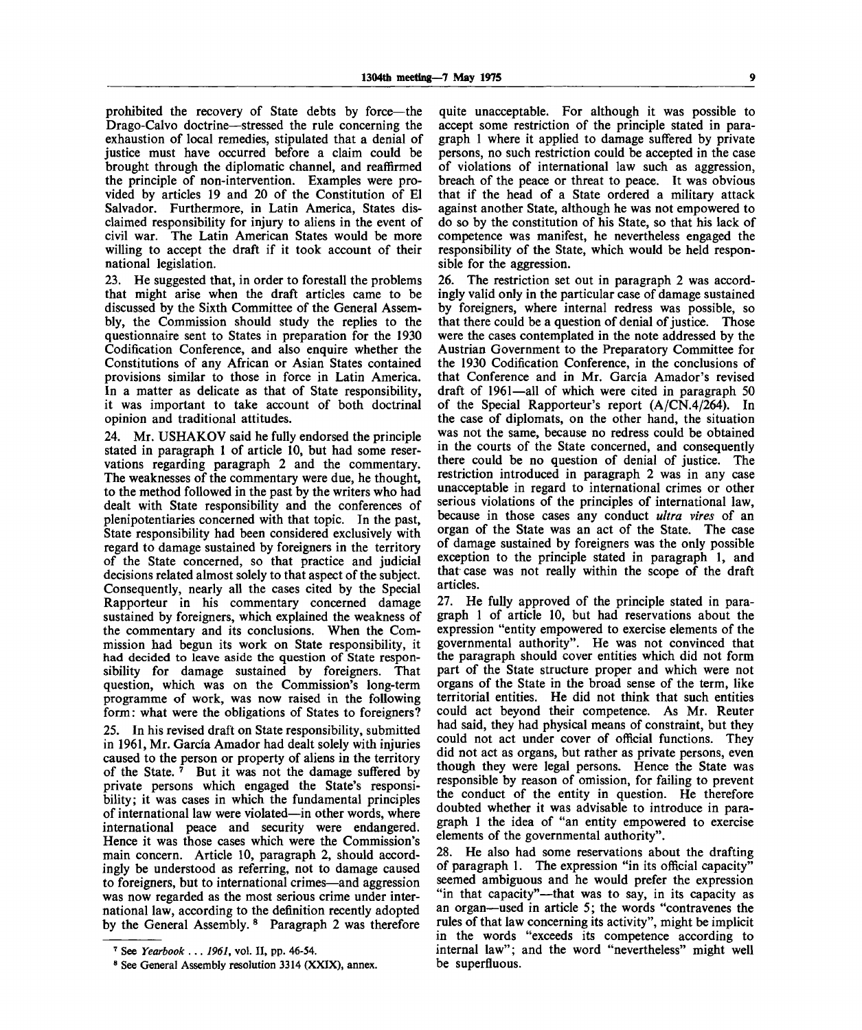prohibited the recovery of State debts by force—the Drago-Calvo doctrine—stressed the rule concerning the exhaustion of local remedies, stipulated that a denial of justice must have occurred before a claim could be brought through the diplomatic channel, and reaffirmed the principle of non-intervention. Examples were provided by articles 19 and 20 of the Constitution of El Salvador. Furthermore, in Latin America, States disclaimed responsibility for injury to aliens in the event of civil war. The Latin American States would be more willing to accept the draft if it took account of their national legislation.

23. He suggested that, in order to forestall the problems that might arise when the draft articles came to be discussed by the Sixth Committee of the General Assembly, the Commission should study the replies to the questionnaire sent to States in preparation for the 1930 Codification Conference, and also enquire whether the Constitutions of any African or Asian States contained provisions similar to those in force in Latin America. In a matter as delicate as that of State responsibility, it was important to take account of both doctrinal opinion and traditional attitudes.

24. Mr. USHAKOV said he fully endorsed the principle stated in paragraph 1 of article 10, but had some reservations regarding paragraph 2 and the commentary. The weaknesses of the commentary were due, he thought, to the method followed in the past by the writers who had dealt with State responsibility and the conferences of plenipotentiaries concerned with that topic. In the past, State responsibility had been considered exclusively with regard to damage sustained by foreigners in the territory of the State concerned, so that practice and judicial decisions related almost solely to that aspect of the subject. Consequently, nearly all the cases cited by the Special Rapporteur in his commentary concerned damage sustained by foreigners, which explained the weakness of the commentary and its conclusions. When the Commission had begun its work on State responsibility, it had decided to leave aside the question of State responsibility for damage sustained by foreigners. That question, which was on the Commission's long-term programme of work, was now raised in the following form: what were the obligations of States to foreigners?

25. In his revised draft on State responsibility, submitted in 1961, Mr. García Amador had dealt solely with injuries caused to the person or property of aliens in the territory of the State.[7] But it was not the damage suffered by private persons which engaged the State's responsibility; it was cases in which the fundamental principles of international law were violated—in other words, where international peace and security were endangered. Hence it was those cases which were the Commission's main concern. Article 10, paragraph 2, should accordingly be understood as referring, not to damage caused to foreigners, but to international crimes—and aggression was now regarded as the most serious crime under international law, according to the definition recently adopted by the General Assembly.[8] Paragraph 2 was therefore quite unacceptable. For although it was possible to accept some restriction of the principle stated in paragraph 1 where it applied to damage suffered by private persons, no such restriction could be accepted in the case of violations of international law such as aggression, breach of the peace or threat to peace. It was obvious that if the head of a State ordered a military attack against another State, although he was not empowered to do so by the constitution of his State, so that his lack of competence was manifest, he nevertheless engaged the responsibility of the State, which would be held responsible for the aggression.

26. The restriction set out in paragraph 2 was accordingly valid only in the particular case of damage sustained by foreigners, where internal redress was possible, so that there could be a question of denial of justice. Those were the cases contemplated in the note addressed by the Austrian Government to the Preparatory Committee for the 1930 Codification Conference, in the conclusions of that Conference and in Mr. García Amador's revised draft of 1961—all of which were cited in paragraph 50 of the Special Rapporteur's report (A/CN.4/264). In the case of diplomats, on the other hand, the situation was not the same, because no redress could be obtained in the courts of the State concerned, and consequently there could be no question of denial of justice. The restriction introduced in paragraph 2 was in any case unacceptable in regard to international crimes or other serious violations of the principles of international law, because in those cases any conduct *ultra vires* of an organ of the State was an act of the State. The case of damage sustained by foreigners was the only possible exception to the principle stated in paragraph 1, and that case was not really within the scope of the draft articles.

27. He fully approved of the principle stated in paragraph 1 of article 10, but had reservations about the expression "entity empowered to exercise elements of the governmental authority". He was not convinced that the paragraph should cover entities which did not form part of the State structure proper and which were not organs of the State in the broad sense of the term, like territorial entities. He did not think that such entities could act beyond their competence. As Mr. Reuter had said, they had physical means of constraint, but they could not act under cover of official functions. They did not act as organs, but rather as private persons, even though they were legal persons. Hence the State was responsible by reason of omission, for failing to prevent the conduct of the entity in question. He therefore doubted whether it was advisable to introduce in paragraph 1 the idea of "an entity empowered to exercise elements of the governmental authority".

28. He also had some reservations about the drafting of paragraph 1. The expression "in its official capacity" seemed ambiguous and he would prefer the expression "in that capacity"—that was to say, in its capacity as an organ—used in article 5; the words "contravenes the rules of that law concerning its activity", might be implicit in the words "exceeds its competence according to internal law"; and the word "nevertheless" might well be superfluous.

---

[7] See *Yearbook ... 1961*, vol. II, pp. 46-54.

[8] See General Assembly resolution 3314 (XXIX), annex.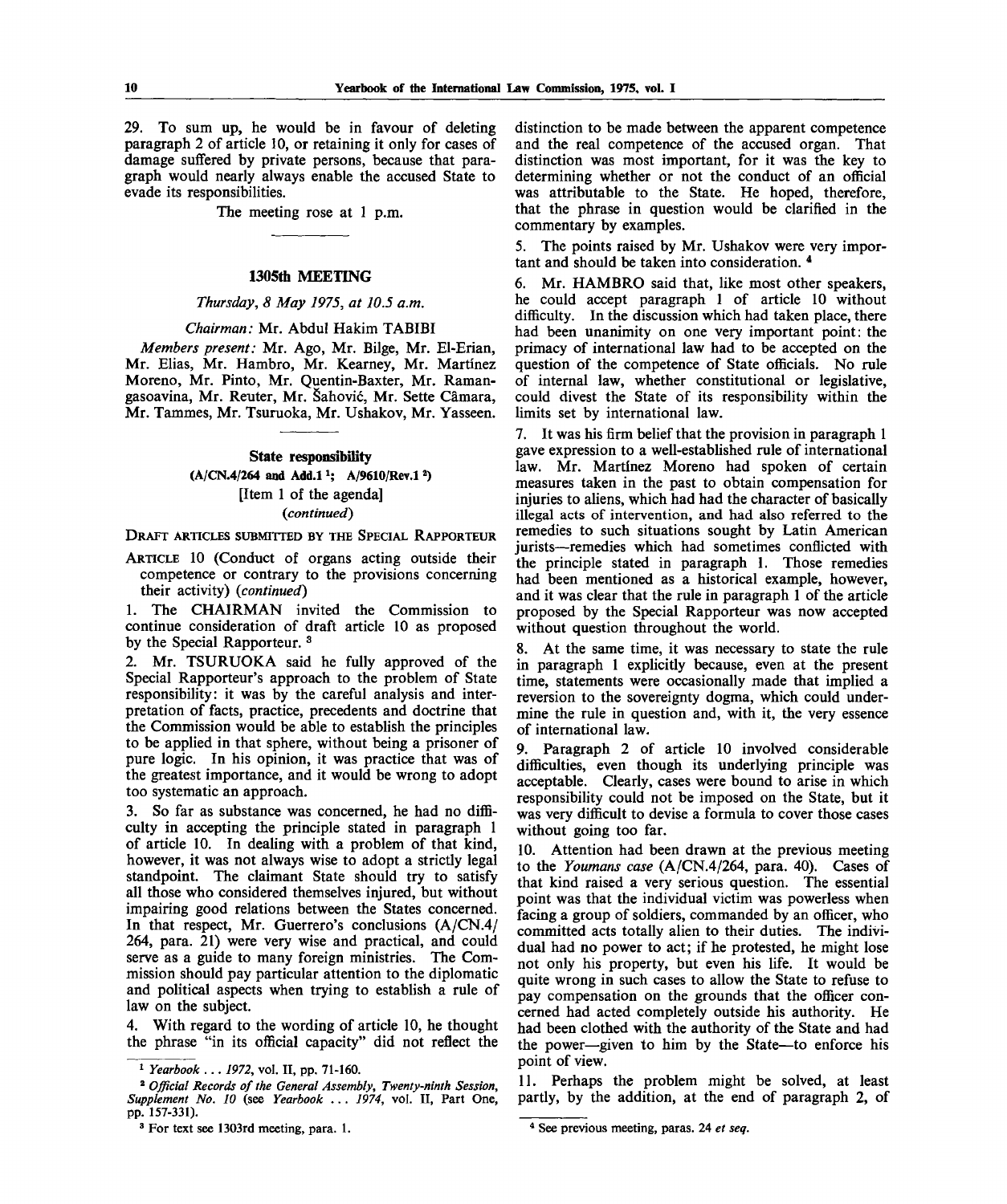29. To sum up, he would be in favour of deleting paragraph 2 of article 10, or retaining it only for cases of damage suffered by private persons, because that paragraph would nearly always enable the accused State to evade its responsibilities.

The meeting rose at 1 p.m.

## 1305th MEETING

*Thursday, 8 May 1975, at 10.5 a.m.*

*Chairman:* Mr. Abdul Hakim TABIBI

*Members present:* Mr. Ago, Mr. Bilge, Mr. El-Erian, Mr. Elias, Mr. Hambro, Mr. Kearney, Mr. Martínez Moreno, Mr. Pinto, Mr. Quentin-Baxter, Mr. Ramangasoavina, Mr. Reuter, Mr. Šahović, Mr. Sette Câmara, Mr. Tammes, Mr. Tsuruoka, Mr. Ushakov, Mr. Yasseen.

### State responsibility
### (A/CN.4/264 and Add.1 [1]; A/9610/Rev.1 [2])
### [Item 1 of the agenda]
### *(continued)*

DRAFT ARTICLES SUBMITTED BY THE SPECIAL RAPPORTEUR

ARTICLE 10 (Conduct of organs acting outside their competence or contrary to the provisions concerning their activity) *(continued)*

1. The CHAIRMAN invited the Commission to continue consideration of draft article 10 as proposed by the Special Rapporteur. [3]

2. Mr. TSURUOKA said he fully approved of the Special Rapporteur's approach to the problem of State responsibility: it was by the careful analysis and interpretation of facts, practice, precedents and doctrine that the Commission would be able to establish the principles to be applied in that sphere, without being a prisoner of pure logic. In his opinion, it was practice that was of the greatest importance, and it would be wrong to adopt too systematic an approach.

3. So far as substance was concerned, he had no difficulty in accepting the principle stated in paragraph 1 of article 10. In dealing with a problem of that kind, however, it was not always wise to adopt a strictly legal standpoint. The claimant State should try to satisfy all those who considered themselves injured, but without impairing good relations between the States concerned. In that respect, Mr. Guerrero's conclusions (A/CN.4/264, para. 21) were very wise and practical, and could serve as a guide to many foreign ministries. The Commission should pay particular attention to the diplomatic and political aspects when trying to establish a rule of law on the subject.

4. With regard to the wording of article 10, he thought the phrase "in its official capacity" did not reflect the distinction to be made between the apparent competence and the real competence of the accused organ. That distinction was most important, for it was the key to determining whether or not the conduct of an official was attributable to the State. He hoped, therefore, that the phrase in question would be clarified in the commentary by examples.

5. The points raised by Mr. Ushakov were very important and should be taken into consideration. [4]

6. Mr. HAMBRO said that, like most other speakers, he could accept paragraph 1 of article 10 without difficulty. In the discussion which had taken place, there had been unanimity on one very important point: the primacy of international law had to be accepted on the question of the competence of State officials. No rule of internal law, whether constitutional or legislative, could divest the State of its responsibility within the limits set by international law.

7. It was his firm belief that the provision in paragraph 1 gave expression to a well-established rule of international law. Mr. Martínez Moreno had spoken of certain measures taken in the past to obtain compensation for injuries to aliens, which had had the character of basically illegal acts of intervention, and had also referred to the remedies to such situations sought by Latin American jurists—remedies which had sometimes conflicted with the principle stated in paragraph 1. Those remedies had been mentioned as a historical example, however, and it was clear that the rule in paragraph 1 of the article proposed by the Special Rapporteur was now accepted without question throughout the world.

8. At the same time, it was necessary to state the rule in paragraph 1 explicitly because, even at the present time, statements were occasionally made that implied a reversion to the sovereignty dogma, which could undermine the rule in question and, with it, the very essence of international law.

9. Paragraph 2 of article 10 involved considerable difficulties, even though its underlying principle was acceptable. Clearly, cases were bound to arise in which responsibility could not be imposed on the State, but it was very difficult to devise a formula to cover those cases without going too far.

10. Attention had been drawn at the previous meeting to the *Youmans case* (A/CN.4/264, para. 40). Cases of that kind raised a very serious question. The essential point was that the individual victim was powerless when facing a group of soldiers, commanded by an officer, who committed acts totally alien to their duties. The individual had no power to act; if he protested, he might lose not only his property, but even his life. It would be quite wrong in such cases to allow the State to refuse to pay compensation on the grounds that the officer concerned had acted completely outside his authority. He had been clothed with the authority of the State and had the power—given to him by the State—to enforce his point of view.

11. Perhaps the problem might be solved, at least partly, by the addition, at the end of paragraph 2, of

---

[1] *Yearbook . . . 1972*, vol. II, pp. 71-160.

[2] *Official Records of the General Assembly, Twenty-ninth Session, Supplement No. 10* (see *Yearbook . . . 1974*, vol. II, Part One, pp. 157-331).

[3] For text see 1303rd meeting, para. 1.

[4] See previous meeting, paras. 24 *et seq.*